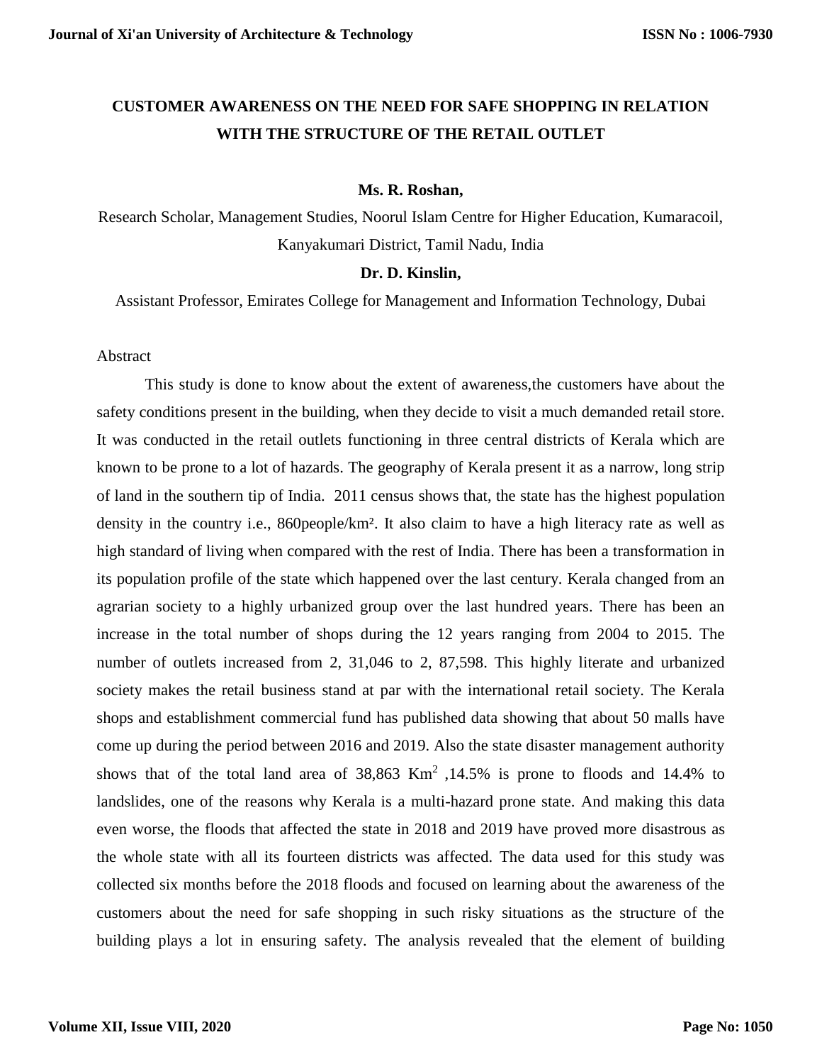# CUSTOMER AWARENESS ON THE NEED FOR SAFE SHOPPING IN RELATION WITH THE STRUCTURE OF THE RETAIL OUTLET

**Ms. R. Roshan,**

Research Scholar, Management Studies, Noorul Islam Centre for Higher Education, Kumaracoil, Kanyakumari District, Tamil Nadu, India

**Dr. D. Kinslin,**

Assistant Professor, Emirates College for Management and Information Technology, Dubai

Abstract

This study is done to know about the extent of awareness,the customers have about the safety conditions present in the building, when they decide to visit a much demanded retail store. It was conducted in the retail outlets functioning in three central districts of Kerala which are known to be prone to a lot of hazards. The geography of Kerala present it as a narrow, long strip of land in the southern tip of India. 2011 census shows that, the state has the highest population density in the country i.e., 860people/km². It also claim to have a high literacy rate as well as high standard of living when compared with the rest of India. There has been a transformation in its population profile of the state which happened over the last century. Kerala changed from an agrarian society to a highly urbanized group over the last hundred years. There has been an increase in the total number of shops during the 12 years ranging from 2004 to 2015. The number of outlets increased from 2, 31,046 to 2, 87,598. This highly literate and urbanized society makes the retail business stand at par with the international retail society. The Kerala shops and establishment commercial fund has published data showing that about 50 malls have come up during the period between 2016 and 2019. Also the state disaster management authority shows that of the total land area of 38,863 $Km^2$ ,14.5% is prone to floods and 14.4% to landslides, one of the reasons why Kerala is a multi-hazard prone state. And making this data even worse, the floods that affected the state in 2018 and 2019 have proved more disastrous as the whole state with all its fourteen districts was affected. The data used for this study was collected six months before the 2018 floods and focused on learning about the awareness of the customers about the need for safe shopping in such risky situations as the structure of the building plays a lot in ensuring safety. The analysis revealed that the element of building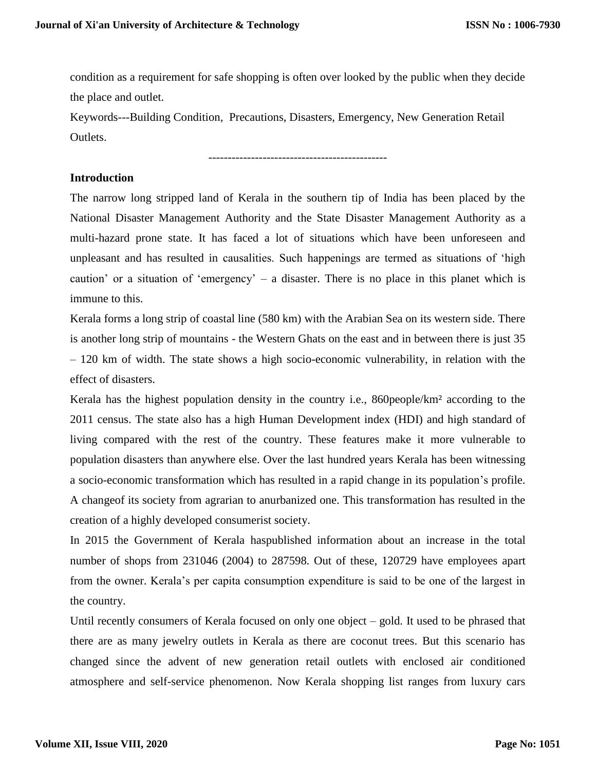condition as a requirement for safe shopping is often over looked by the public when they decide the place and outlet.

Keywords---Building Condition, Precautions, Disasters, Emergency, New Generation Retail Outlets.

----------------------------------------------

## Introduction

The narrow long stripped land of Kerala in the southern tip of India has been placed by the National Disaster Management Authority and the State Disaster Management Authority as a multi-hazard prone state. It has faced a lot of situations which have been unforeseen and unpleasant and has resulted in causalities. Such happenings are termed as situations of 'high caution' or a situation of 'emergency' – a disaster. There is no place in this planet which is immune to this.

Kerala forms a long strip of coastal line (580 km) with the Arabian Sea on its western side. There is another long strip of mountains - the Western Ghats on the east and in between there is just 35 – 120 km of width. The state shows a high socio-economic vulnerability, in relation with the effect of disasters.

Kerala has the highest population density in the country i.e., 860people/km² according to the 2011 census. The state also has a high Human Development index (HDI) and high standard of living compared with the rest of the country. These features make it more vulnerable to population disasters than anywhere else. Over the last hundred years Kerala has been witnessing a socio-economic transformation which has resulted in a rapid change in its population's profile. A changeof its society from agrarian to anurbanized one. This transformation has resulted in the creation of a highly developed consumerist society.

In 2015 the Government of Kerala haspublished information about an increase in the total number of shops from 231046 (2004) to 287598. Out of these, 120729 have employees apart from the owner. Kerala's per capita consumption expenditure is said to be one of the largest in the country.

Until recently consumers of Kerala focused on only one object – gold. It used to be phrased that there are as many jewelry outlets in Kerala as there are coconut trees. But this scenario has changed since the advent of new generation retail outlets with enclosed air conditioned atmosphere and self-service phenomenon. Now Kerala shopping list ranges from luxury cars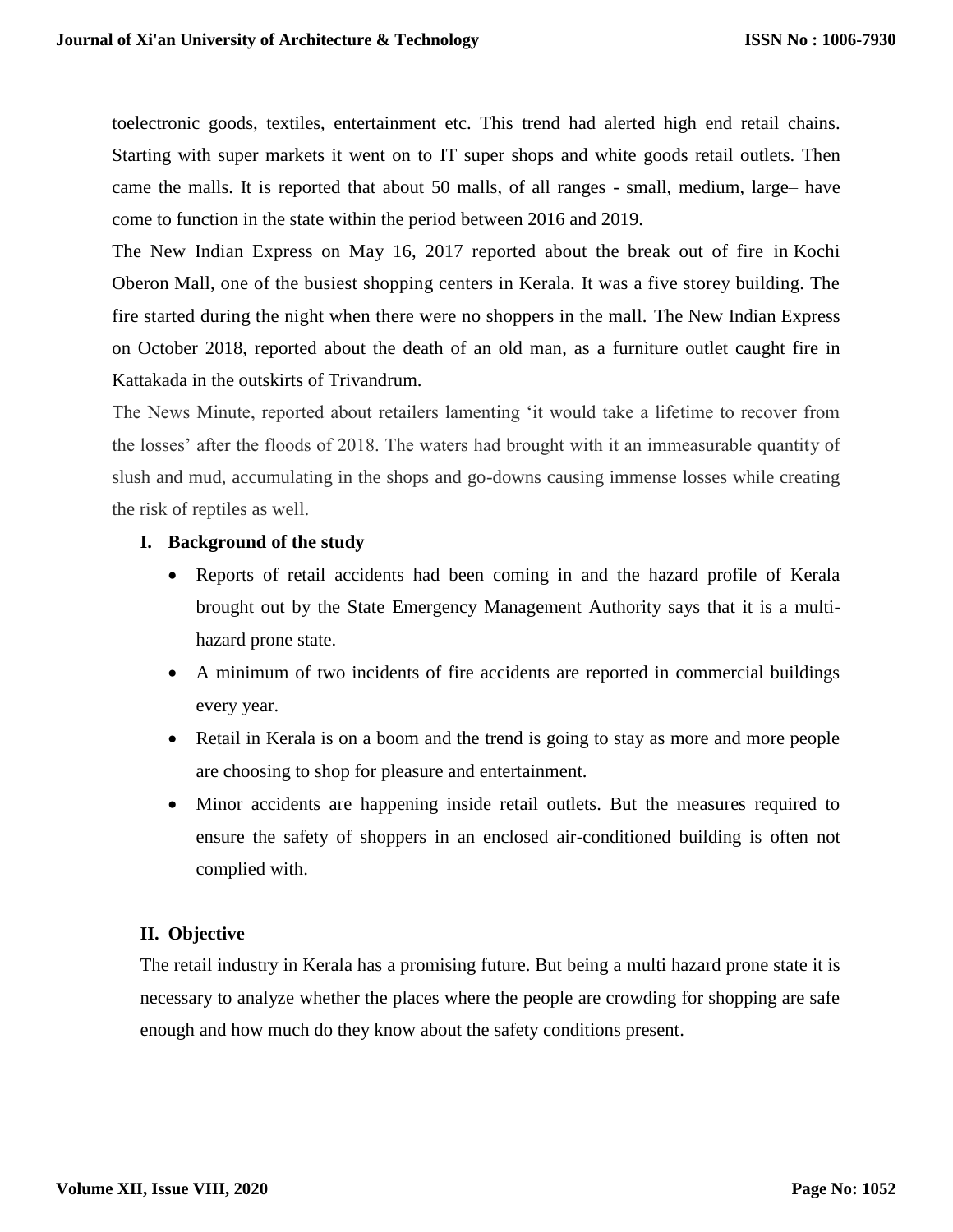toelectronic goods, textiles, entertainment etc. This trend had alerted high end retail chains. Starting with super markets it went on to IT super shops and white goods retail outlets. Then came the malls. It is reported that about 50 malls, of all ranges - small, medium, large– have come to function in the state within the period between 2016 and 2019.

The New Indian Express on May 16, 2017 reported about the break out of fire in Kochi Oberon Mall, one of the busiest shopping centers in Kerala. It was a five storey building. The fire started during the night when there were no shoppers in the mall. The New Indian Express on October 2018, reported about the death of an old man, as a furniture outlet caught fire in Kattakada in the outskirts of Trivandrum.

The News Minute, reported about retailers lamenting 'it would take a lifetime to recover from the losses' after the floods of 2018. The waters had brought with it an immeasurable quantity of slush and mud, accumulating in the shops and go-downs causing immense losses while creating the risk of reptiles as well.

## I. Background of the study

- Reports of retail accidents had been coming in and the hazard profile of Kerala brought out by the State Emergency Management Authority says that it is a multi-hazard prone state.
- A minimum of two incidents of fire accidents are reported in commercial buildings every year.
- Retail in Kerala is on a boom and the trend is going to stay as more and more people are choosing to shop for pleasure and entertainment.
- Minor accidents are happening inside retail outlets. But the measures required to ensure the safety of shoppers in an enclosed air-conditioned building is often not complied with.

## II. Objective

The retail industry in Kerala has a promising future. But being a multi hazard prone state it is necessary to analyze whether the places where the people are crowding for shopping are safe enough and how much do they know about the safety conditions present.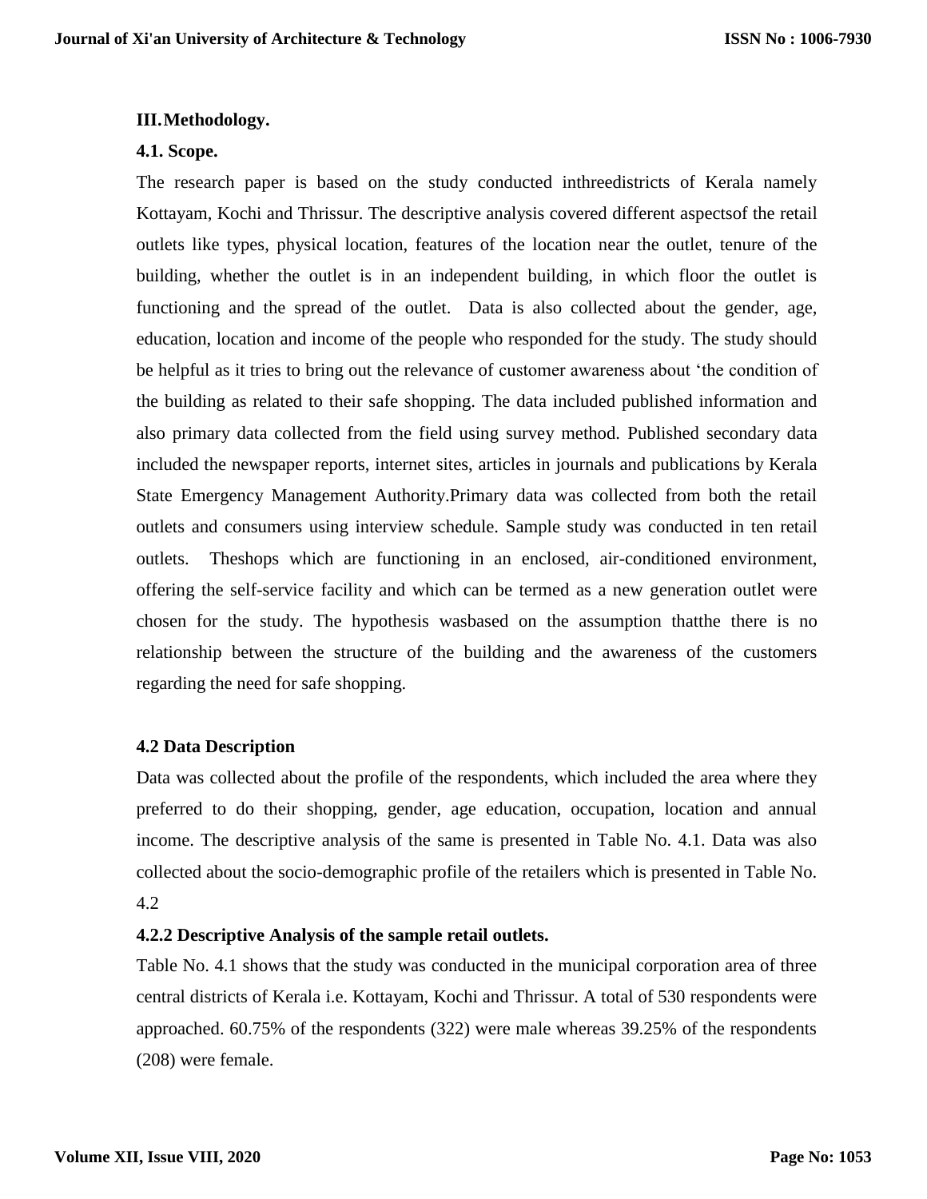### III. Methodology.

#### 4.1. Scope.

The research paper is based on the study conducted inthreedistricts of Kerala namely Kottayam, Kochi and Thrissur. The descriptive analysis covered different aspectsof the retail outlets like types, physical location, features of the location near the outlet, tenure of the building, whether the outlet is in an independent building, in which floor the outlet is functioning and the spread of the outlet. Data is also collected about the gender, age, education, location and income of the people who responded for the study. The study should be helpful as it tries to bring out the relevance of customer awareness about 'the condition of the building as related to their safe shopping. The data included published information and also primary data collected from the field using survey method. Published secondary data included the newspaper reports, internet sites, articles in journals and publications by Kerala State Emergency Management Authority.Primary data was collected from both the retail outlets and consumers using interview schedule. Sample study was conducted in ten retail outlets. Theshops which are functioning in an enclosed, air-conditioned environment, offering the self-service facility and which can be termed as a new generation outlet were chosen for the study. The hypothesis wasbased on the assumption thatthe there is no relationship between the structure of the building and the awareness of the customers regarding the need for safe shopping.

#### 4.2 Data Description

Data was collected about the profile of the respondents, which included the area where they preferred to do their shopping, gender, age education, occupation, location and annual income. The descriptive analysis of the same is presented in Table No. 4.1. Data was also collected about the socio-demographic profile of the retailers which is presented in Table No. 4.2

#### 4.2.2 Descriptive Analysis of the sample retail outlets.

Table No. 4.1 shows that the study was conducted in the municipal corporation area of three central districts of Kerala i.e. Kottayam, Kochi and Thrissur. A total of 530 respondents were approached. 60.75% of the respondents (322) were male whereas 39.25% of the respondents (208) were female.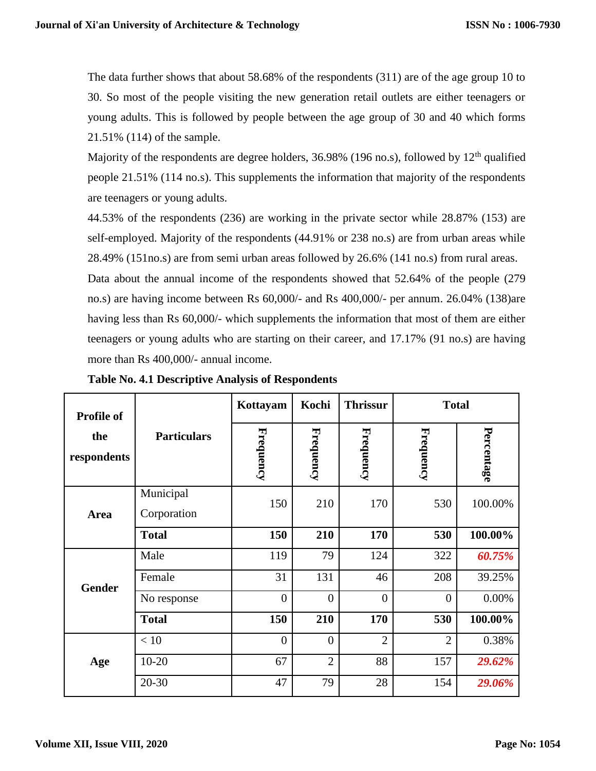The data further shows that about 58.68% of the respondents (311) are of the age group 10 to 30. So most of the people visiting the new generation retail outlets are either teenagers or young adults. This is followed by people between the age group of 30 and 40 which forms 21.51% (114) of the sample.

Majority of the respondents are degree holders, 36.98% (196 no.s), followed by 12th qualified people 21.51% (114 no.s). This supplements the information that majority of the respondents are teenagers or young adults.

44.53% of the respondents (236) are working in the private sector while 28.87% (153) are self-employed. Majority of the respondents (44.91% or 238 no.s) are from urban areas while 28.49% (151no.s) are from semi urban areas followed by 26.6% (141 no.s) from rural areas.

Data about the annual income of the respondents showed that 52.64% of the people (279 no.s) are having income between Rs 60,000/- and Rs 400,000/- per annum. 26.04% (138)are having less than Rs 60,000/- which supplements the information that most of them are either teenagers or young adults who are starting on their career, and 17.17% (91 no.s) are having more than Rs 400,000/- annual income.

**Table No. 4.1 Descriptive Analysis of Respondents**

| Profile of the respondents | Particulars | Kottayam | Kochi | Thrissur | Total | |
|---|---|---|---|---|---|---|
| | | Frequency | Frequency | Frequency | Frequency | Percentage |
| Area | Municipal Corporation | 150 | 210 | 170 | 530 | 100.00% |
| | **Total** | **150** | **210** | **170** | **530** | **100.00%** |
| Gender | Male | 119 | 79 | 124 | 322 | ***60.75%*** |
| | Female | 31 | 131 | 46 | 208 | 39.25% |
| | No response | 0 | 0 | 0 | 0 | 0.00% |
| | **Total** | **150** | **210** | **170** | **530** | **100.00%** |
| Age | < 10 | 0 | 0 | 2 | 2 | 0.38% |
| | 10-20 | 67 | 2 | 88 | 157 | ***29.62%*** |
| | 20-30 | 47 | 79 | 28 | 154 | ***29.06%*** |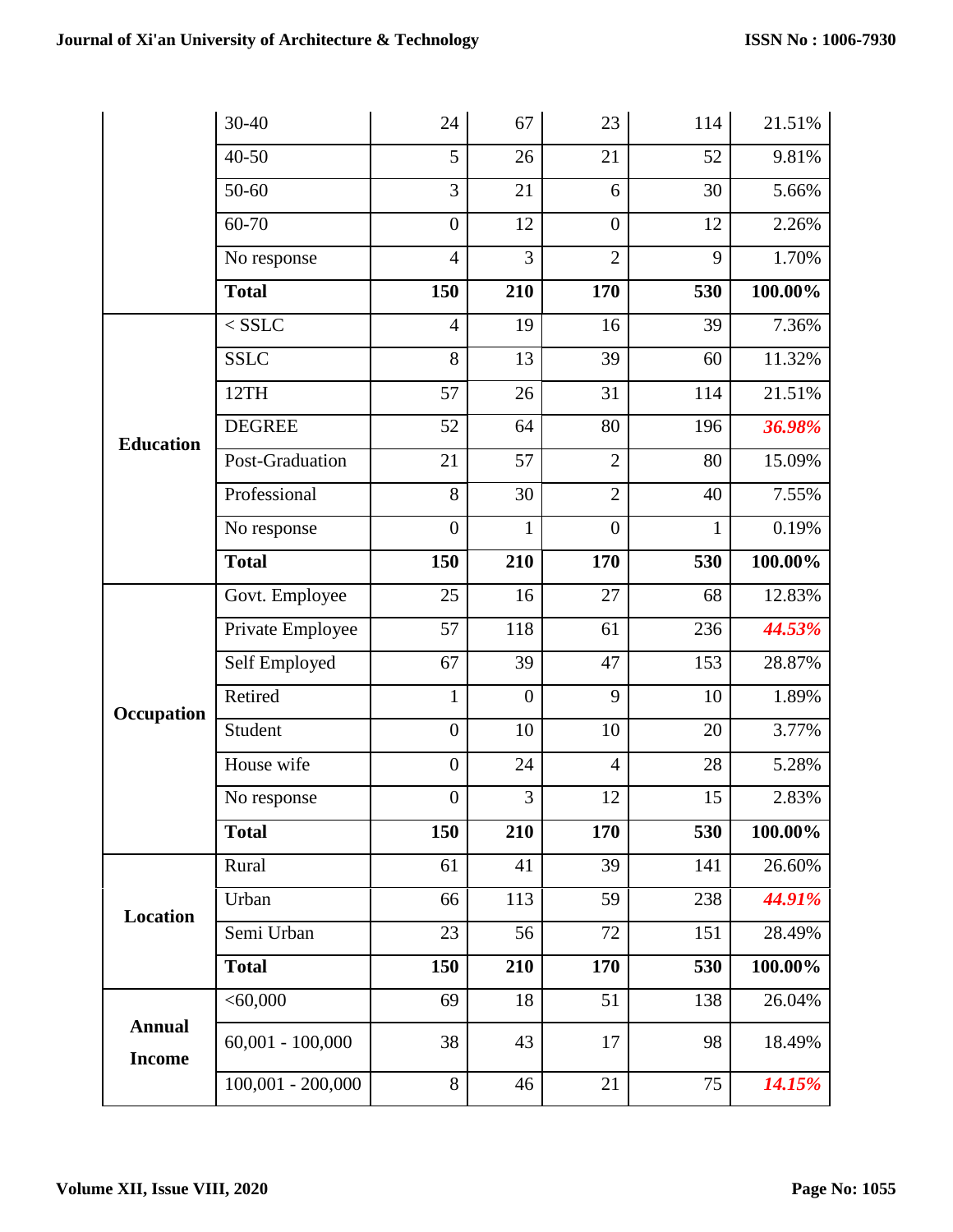|  | 30-40 | 24 | 67 | 23 | 114 | 21.51% |
|---|---|---|---|---|---|---|
|  | 40-50 | 5 | 26 | 21 | 52 | 9.81% |
|  | 50-60 | 3 | 21 | 6 | 30 | 5.66% |
|  | 60-70 | 0 | 12 | 0 | 12 | 2.26% |
|  | No response | 4 | 3 | 2 | 9 | 1.70% |
|  | **Total** | **150** | **210** | **170** | **530** | **100.00%** |
| **Education** | < SSLC | 4 | 19 | 16 | 39 | 7.36% |
|  | SSLC | 8 | 13 | 39 | 60 | 11.32% |
|  | 12TH | 57 | 26 | 31 | 114 | 21.51% |
|  | DEGREE | 52 | 64 | 80 | 196 | ***36.98%*** |
|  | Post-Graduation | 21 | 57 | 2 | 80 | 15.09% |
|  | Professional | 8 | 30 | 2 | 40 | 7.55% |
|  | No response | 0 | 1 | 0 | 1 | 0.19% |
|  | **Total** | **150** | **210** | **170** | **530** | **100.00%** |
| **Occupation** | Govt. Employee | 25 | 16 | 27 | 68 | 12.83% |
|  | Private Employee | 57 | 118 | 61 | 236 | ***44.53%*** |
|  | Self Employed | 67 | 39 | 47 | 153 | 28.87% |
|  | Retired | 1 | 0 | 9 | 10 | 1.89% |
|  | Student | 0 | 10 | 10 | 20 | 3.77% |
|  | House wife | 0 | 24 | 4 | 28 | 5.28% |
|  | No response | 0 | 3 | 12 | 15 | 2.83% |
|  | **Total** | **150** | **210** | **170** | **530** | **100.00%** |
| **Location** | Rural | 61 | 41 | 39 | 141 | 26.60% |
|  | Urban | 66 | 113 | 59 | 238 | ***44.91%*** |
|  | Semi Urban | 23 | 56 | 72 | 151 | 28.49% |
|  | **Total** | **150** | **210** | **170** | **530** | **100.00%** |
| **Annual Income** | <60,000 | 69 | 18 | 51 | 138 | 26.04% |
|  | 60,001 - 100,000 | 38 | 43 | 17 | 98 | 18.49% |
|  | 100,001 - 200,000 | 8 | 46 | 21 | 75 | ***14.15%*** |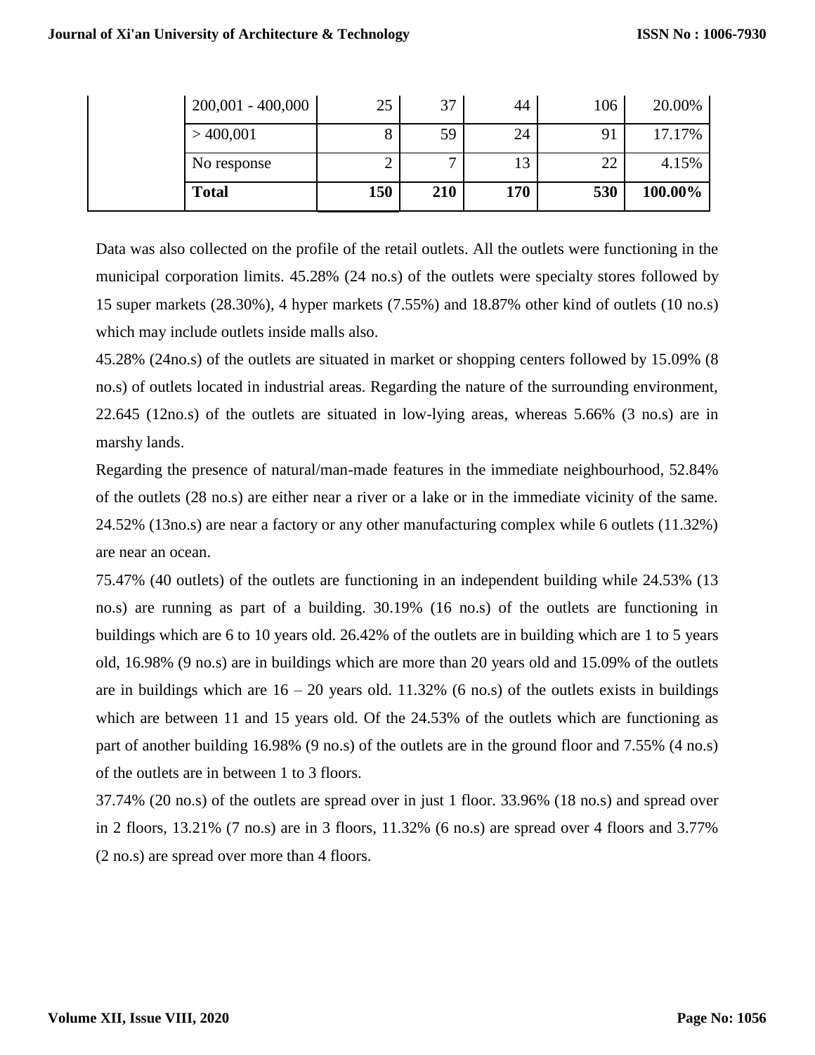| | | | | | | |
|---|---|---|---|---|---|---|
| | 200,001 - 400,000 | 25 | 37 | 44 | 106 | 20.00% |
| | > 400,001 | 8 | 59 | 24 | 91 | 17.17% |
| | No response | 2 | 7 | 13 | 22 | 4.15% |
| | **Total** | **150** | **210** | **170** | **530** | **100.00%** |

Data was also collected on the profile of the retail outlets. All the outlets were functioning in the municipal corporation limits. 45.28% (24 no.s) of the outlets were specialty stores followed by 15 super markets (28.30%), 4 hyper markets (7.55%) and 18.87% other kind of outlets (10 no.s) which may include outlets inside malls also.

45.28% (24no.s) of the outlets are situated in market or shopping centers followed by 15.09% (8 no.s) of outlets located in industrial areas. Regarding the nature of the surrounding environment, 22.645 (12no.s) of the outlets are situated in low-lying areas, whereas 5.66% (3 no.s) are in marshy lands.

Regarding the presence of natural/man-made features in the immediate neighbourhood, 52.84% of the outlets (28 no.s) are either near a river or a lake or in the immediate vicinity of the same. 24.52% (13no.s) are near a factory or any other manufacturing complex while 6 outlets (11.32%) are near an ocean.

75.47% (40 outlets) of the outlets are functioning in an independent building while 24.53% (13 no.s) are running as part of a building. 30.19% (16 no.s) of the outlets are functioning in buildings which are 6 to 10 years old. 26.42% of the outlets are in building which are 1 to 5 years old, 16.98% (9 no.s) are in buildings which are more than 20 years old and 15.09% of the outlets are in buildings which are 16 – 20 years old. 11.32% (6 no.s) of the outlets exists in buildings which are between 11 and 15 years old. Of the 24.53% of the outlets which are functioning as part of another building 16.98% (9 no.s) of the outlets are in the ground floor and 7.55% (4 no.s) of the outlets are in between 1 to 3 floors.

37.74% (20 no.s) of the outlets are spread over in just 1 floor. 33.96% (18 no.s) and spread over in 2 floors, 13.21% (7 no.s) are in 3 floors, 11.32% (6 no.s) are spread over 4 floors and 3.77% (2 no.s) are spread over more than 4 floors.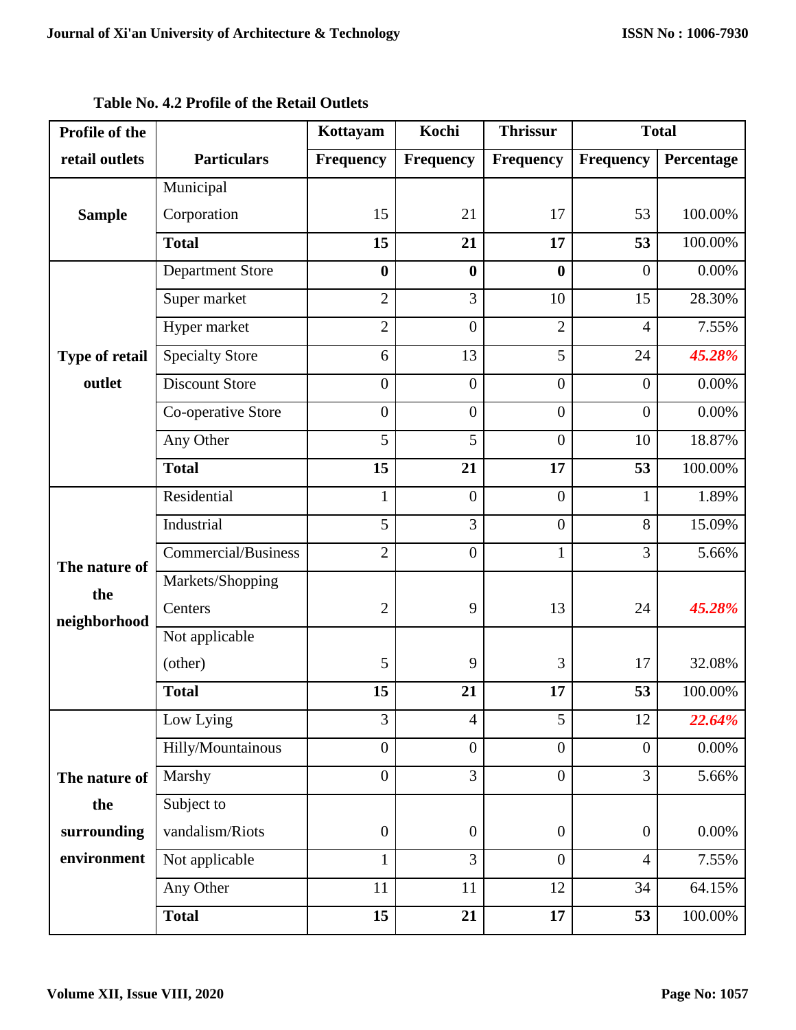**Table No. 4.2 Profile of the Retail Outlets**

| Profile of the retail outlets | Particulars | Kottayam | Kochi | Thrissur | Total | |
|---|---|---|---|---|---|---|
| | | Frequency | Frequency | Frequency | Frequency | Percentage |
| **Sample** | Municipal Corporation | 15 | 21 | 17 | 53 | 100.00% |
| | **Total** | **15** | **21** | **17** | **53** | 100.00% |
| **Type of retail outlet** | Department Store | **0** | **0** | **0** | 0 | 0.00% |
| | Super market | 2 | 3 | 10 | 15 | 28.30% |
| | Hyper market | 2 | 0 | 2 | 4 | 7.55% |
| | Specialty Store | 6 | 13 | 5 | 24 | ***45.28%*** |
| | Discount Store | 0 | 0 | 0 | 0 | 0.00% |
| | Co-operative Store | 0 | 0 | 0 | 0 | 0.00% |
| | Any Other | 5 | 5 | 0 | 10 | 18.87% |
| | **Total** | **15** | **21** | **17** | **53** | 100.00% |
| **The nature of the neighborhood** | Residential | 1 | 0 | 0 | 1 | 1.89% |
| | Industrial | 5 | 3 | 0 | 8 | 15.09% |
| | Commercial/Business | 2 | 0 | 1 | 3 | 5.66% |
| | Markets/Shopping Centers | 2 | 9 | 13 | 24 | ***45.28%*** |
| | Not applicable (other) | 5 | 9 | 3 | 17 | 32.08% |
| | **Total** | **15** | **21** | **17** | **53** | 100.00% |
| **The nature of the surrounding environment** | Low Lying | 3 | 4 | 5 | 12 | ***22.64%*** |
| | Hilly/Mountainous | 0 | 0 | 0 | 0 | 0.00% |
| | Marshy | 0 | 3 | 0 | 3 | 5.66% |
| | Subject to vandalism/Riots | 0 | 0 | 0 | 0 | 0.00% |
| | Not applicable | 1 | 3 | 0 | 4 | 7.55% |
| | Any Other | 11 | 11 | 12 | 34 | 64.15% |
| | **Total** | **15** | **21** | **17** | **53** | 100.00% |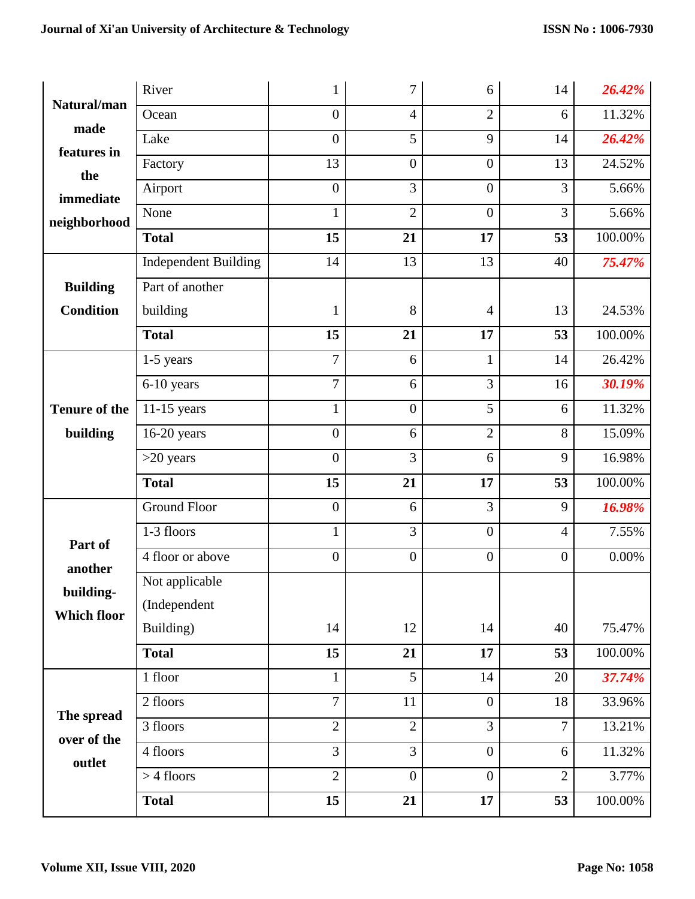| Natural/man made features in the immediate neighborhood | River | 1 | 7 | 6 | 14 | ***26.42%*** |
|---|---|---|---|---|---|---|
| | Ocean | 0 | 4 | 2 | 6 | 11.32% |
| | Lake | 0 | 5 | 9 | 14 | ***26.42%*** |
| | Factory | 13 | 0 | 0 | 13 | 24.52% |
| | Airport | 0 | 3 | 0 | 3 | 5.66% |
| | None | 1 | 2 | 0 | 3 | 5.66% |
| | **Total** | **15** | **21** | **17** | **53** | 100.00% |
| **Building Condition** | Independent Building | 14 | 13 | 13 | 40 | ***75.47%*** |
| | Part of another building | 1 | 8 | 4 | 13 | 24.53% |
| | **Total** | **15** | **21** | **17** | **53** | 100.00% |
| **Tenure of the building** | 1-5 years | 7 | 6 | 1 | 14 | 26.42% |
| | 6-10 years | 7 | 6 | 3 | 16 | ***30.19%*** |
| | 11-15 years | 1 | 0 | 5 | 6 | 11.32% |
| | 16-20 years | 0 | 6 | 2 | 8 | 15.09% |
| | >20 years | 0 | 3 | 6 | 9 | 16.98% |
| | **Total** | **15** | **21** | **17** | **53** | 100.00% |
| **Part of another building- Which floor** | Ground Floor | 0 | 6 | 3 | 9 | ***16.98%*** |
| | 1-3 floors | 1 | 3 | 0 | 4 | 7.55% |
| | 4 floor or above | 0 | 0 | 0 | 0 | 0.00% |
| | Not applicable (Independent Building) | 14 | 12 | 14 | 40 | 75.47% |
| | **Total** | **15** | **21** | **17** | **53** | 100.00% |
| **The spread over of the outlet** | 1 floor | 1 | 5 | 14 | 20 | ***37.74%*** |
| | 2 floors | 7 | 11 | 0 | 18 | 33.96% |
| | 3 floors | 2 | 2 | 3 | 7 | 13.21% |
| | 4 floors | 3 | 3 | 0 | 6 | 11.32% |
| | > 4 floors | 2 | 0 | 0 | 2 | 3.77% |
| | **Total** | **15** | **21** | **17** | **53** | 100.00% |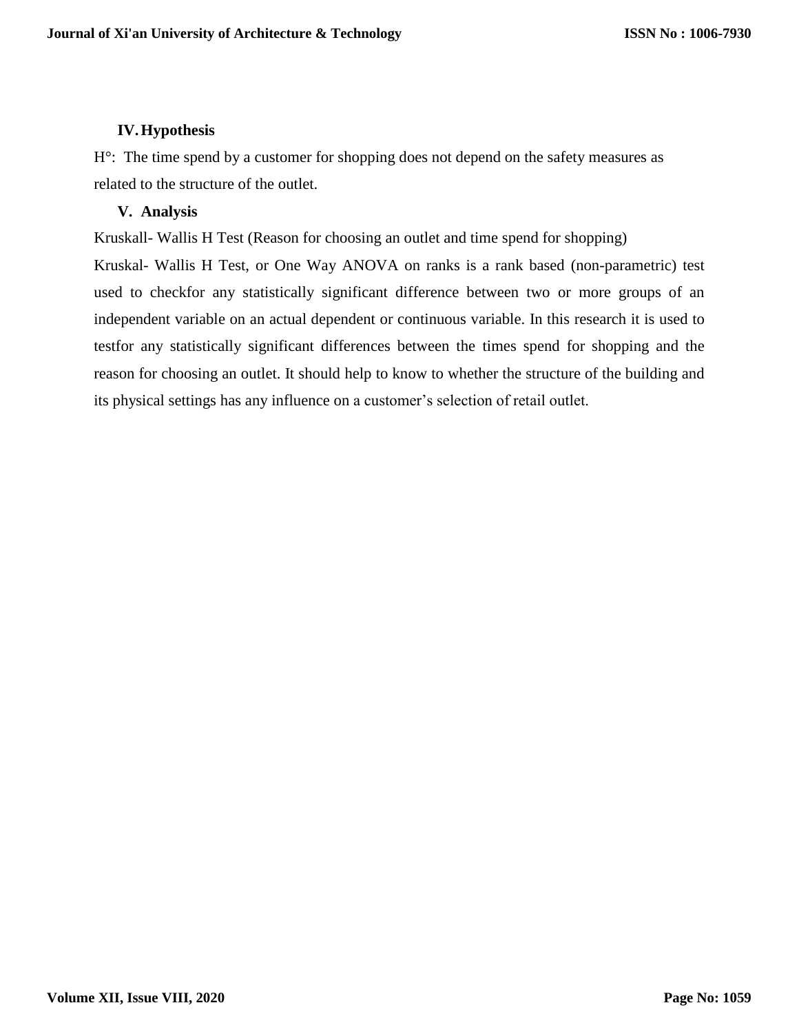## IV. Hypothesis

H°: The time spend by a customer for shopping does not depend on the safety measures as related to the structure of the outlet.

## V. Analysis

Kruskall- Wallis H Test (Reason for choosing an outlet and time spend for shopping)

Kruskal- Wallis H Test, or One Way ANOVA on ranks is a rank based (non-parametric) test used to checkfor any statistically significant difference between two or more groups of an independent variable on an actual dependent or continuous variable. In this research it is used to testfor any statistically significant differences between the times spend for shopping and the reason for choosing an outlet. It should help to know to whether the structure of the building and its physical settings has any influence on a customer's selection of retail outlet.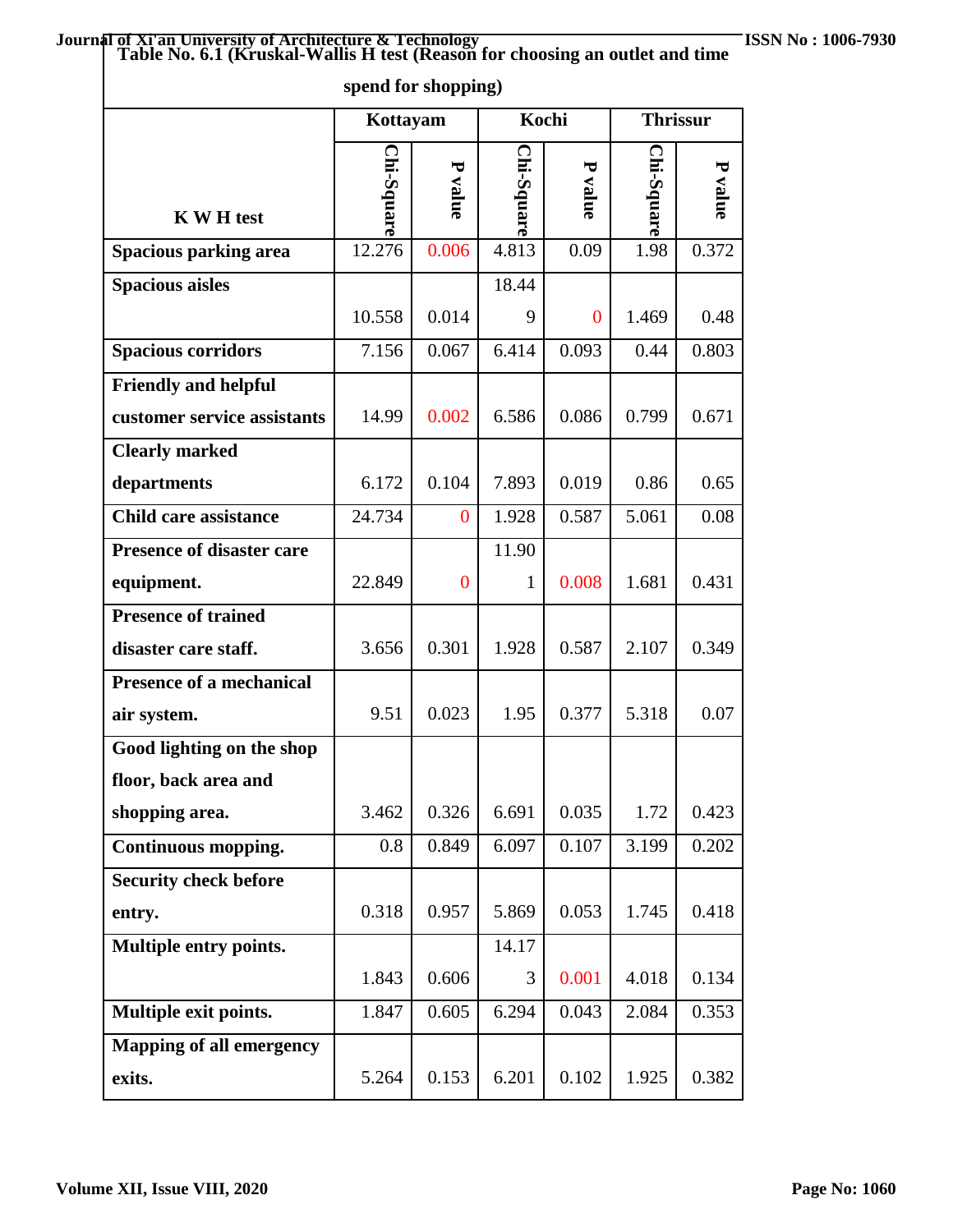**Table No. 6.1 (Kruskal-Wallis H test (Reason for choosing an outlet and time spend for shopping)**

| K W H test | Kottayam | | Kochi | | Thrissur | |
|---|---|---|---|---|---|---|
| | Chi-Square | P value | Chi-Square | P value | Chi-Square | P value |
| Spacious parking area | 12.276 | 0.006 | 4.813 | 0.09 | 1.98 | 0.372 |
| Spacious aisles | 10.558 | 0.014 | 18.449 | 0 | 1.469 | 0.48 |
| Spacious corridors | 7.156 | 0.067 | 6.414 | 0.093 | 0.44 | 0.803 |
| Friendly and helpful customer service assistants | 14.99 | 0.002 | 6.586 | 0.086 | 0.799 | 0.671 |
| Clearly marked departments | 6.172 | 0.104 | 7.893 | 0.019 | 0.86 | 0.65 |
| Child care assistance | 24.734 | 0 | 1.928 | 0.587 | 5.061 | 0.08 |
| Presence of disaster care equipment. | 22.849 | 0 | 11.901 | 0.008 | 1.681 | 0.431 |
| Presence of trained disaster care staff. | 3.656 | 0.301 | 1.928 | 0.587 | 2.107 | 0.349 |
| Presence of a mechanical air system. | 9.51 | 0.023 | 1.95 | 0.377 | 5.318 | 0.07 |
| Good lighting on the shop floor, back area and shopping area. | 3.462 | 0.326 | 6.691 | 0.035 | 1.72 | 0.423 |
| Continuous mopping. | 0.8 | 0.849 | 6.097 | 0.107 | 3.199 | 0.202 |
| Security check before entry. | 0.318 | 0.957 | 5.869 | 0.053 | 1.745 | 0.418 |
| Multiple entry points. | 1.843 | 0.606 | 14.173 | 0.001 | 4.018 | 0.134 |
| Multiple exit points. | 1.847 | 0.605 | 6.294 | 0.043 | 2.084 | 0.353 |
| Mapping of all emergency exits. | 5.264 | 0.153 | 6.201 | 0.102 | 1.925 | 0.382 |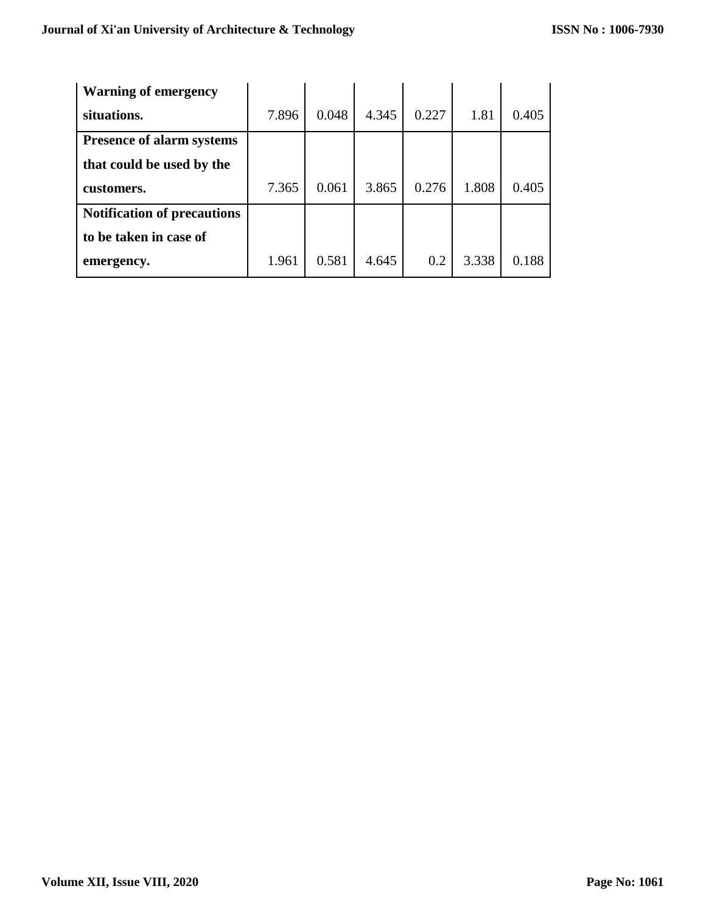| | | | | | | |
|---|---|---|---|---|---|---|
| **Warning of emergency situations.** | 7.896 | 0.048 | 4.345 | 0.227 | 1.81 | 0.405 |
| **Presence of alarm systems that could be used by the customers.** | 7.365 | 0.061 | 3.865 | 0.276 | 1.808 | 0.405 |
| **Notification of precautions to be taken in case of emergency.** | 1.961 | 0.581 | 4.645 | 0.2 | 3.338 | 0.188 |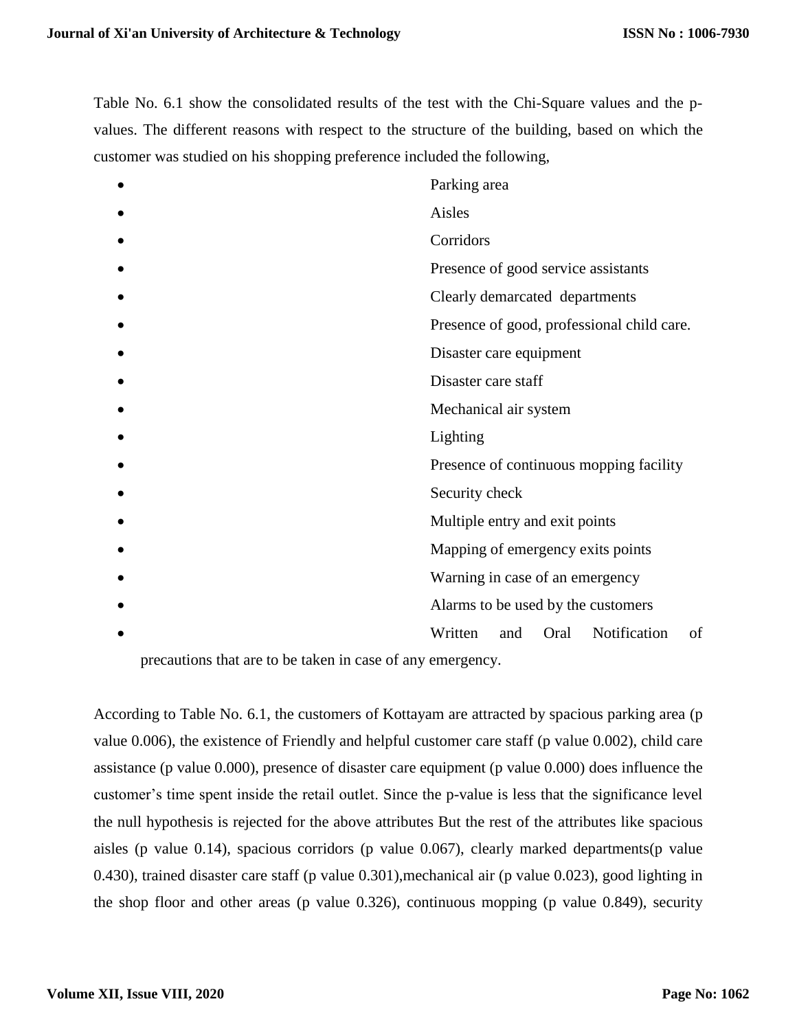Table No. 6.1 show the consolidated results of the test with the Chi-Square values and the p-values. The different reasons with respect to the structure of the building, based on which the customer was studied on his shopping preference included the following,

- Parking area
- Aisles
- Corridors
- Presence of good service assistants
- Clearly demarcated departments
- Presence of good, professional child care.
- Disaster care equipment
- Disaster care staff
- Mechanical air system
- Lighting
- Presence of continuous mopping facility
- Security check
- Multiple entry and exit points
- Mapping of emergency exits points
- Warning in case of an emergency
- Alarms to be used by the customers
- Written and Oral Notification of precautions that are to be taken in case of any emergency.

According to Table No. 6.1, the customers of Kottayam are attracted by spacious parking area (p value 0.006), the existence of Friendly and helpful customer care staff (p value 0.002), child care assistance (p value 0.000), presence of disaster care equipment (p value 0.000) does influence the customer's time spent inside the retail outlet. Since the p-value is less that the significance level the null hypothesis is rejected for the above attributes But the rest of the attributes like spacious aisles (p value 0.14), spacious corridors (p value 0.067), clearly marked departments(p value 0.430), trained disaster care staff (p value 0.301),mechanical air (p value 0.023), good lighting in the shop floor and other areas (p value 0.326), continuous mopping (p value 0.849), security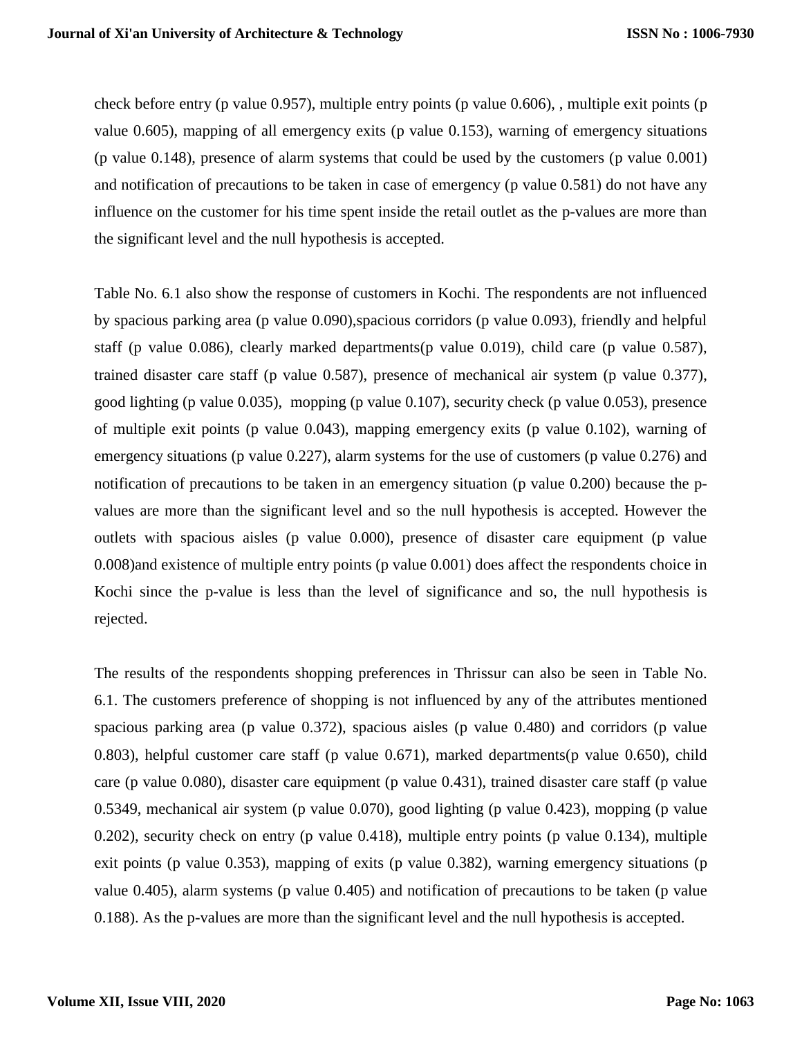check before entry (p value 0.957), multiple entry points (p value 0.606), , multiple exit points (p value 0.605), mapping of all emergency exits (p value 0.153), warning of emergency situations (p value 0.148), presence of alarm systems that could be used by the customers (p value 0.001) and notification of precautions to be taken in case of emergency (p value 0.581) do not have any influence on the customer for his time spent inside the retail outlet as the p-values are more than the significant level and the null hypothesis is accepted.

Table No. 6.1 also show the response of customers in Kochi. The respondents are not influenced by spacious parking area (p value 0.090),spacious corridors (p value 0.093), friendly and helpful staff (p value 0.086), clearly marked departments(p value 0.019), child care (p value 0.587), trained disaster care staff (p value 0.587), presence of mechanical air system (p value 0.377), good lighting (p value 0.035), mopping (p value 0.107), security check (p value 0.053), presence of multiple exit points (p value 0.043), mapping emergency exits (p value 0.102), warning of emergency situations (p value 0.227), alarm systems for the use of customers (p value 0.276) and notification of precautions to be taken in an emergency situation (p value 0.200) because the p-values are more than the significant level and so the null hypothesis is accepted. However the outlets with spacious aisles (p value 0.000), presence of disaster care equipment (p value 0.008)and existence of multiple entry points (p value 0.001) does affect the respondents choice in Kochi since the p-value is less than the level of significance and so, the null hypothesis is rejected.

The results of the respondents shopping preferences in Thrissur can also be seen in Table No. 6.1. The customers preference of shopping is not influenced by any of the attributes mentioned spacious parking area (p value 0.372), spacious aisles (p value 0.480) and corridors (p value 0.803), helpful customer care staff (p value 0.671), marked departments(p value 0.650), child care (p value 0.080), disaster care equipment (p value 0.431), trained disaster care staff (p value 0.5349, mechanical air system (p value 0.070), good lighting (p value 0.423), mopping (p value 0.202), security check on entry (p value 0.418), multiple entry points (p value 0.134), multiple exit points (p value 0.353), mapping of exits (p value 0.382), warning emergency situations (p value 0.405), alarm systems (p value 0.405) and notification of precautions to be taken (p value 0.188). As the p-values are more than the significant level and the null hypothesis is accepted.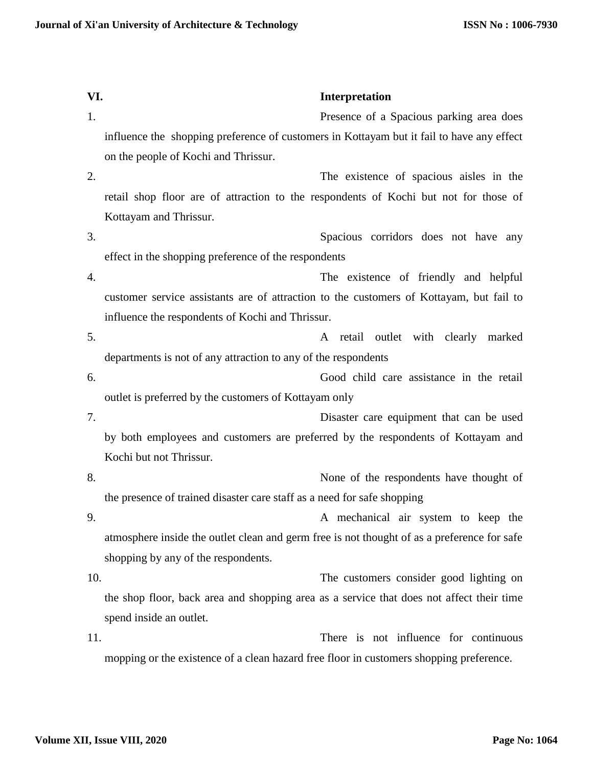## VI. Interpretation

1. Presence of a Spacious parking area does influence the shopping preference of customers in Kottayam but it fail to have any effect on the people of Kochi and Thrissur.
2. The existence of spacious aisles in the retail shop floor are of attraction to the respondents of Kochi but not for those of Kottayam and Thrissur.
3. Spacious corridors does not have any effect in the shopping preference of the respondents
4. The existence of friendly and helpful customer service assistants are of attraction to the customers of Kottayam, but fail to influence the respondents of Kochi and Thrissur.
5. A retail outlet with clearly marked departments is not of any attraction to any of the respondents
6. Good child care assistance in the retail outlet is preferred by the customers of Kottayam only
7. Disaster care equipment that can be used by both employees and customers are preferred by the respondents of Kottayam and Kochi but not Thrissur.
8. None of the respondents have thought of the presence of trained disaster care staff as a need for safe shopping
9. A mechanical air system to keep the atmosphere inside the outlet clean and germ free is not thought of as a preference for safe shopping by any of the respondents.
10. The customers consider good lighting on the shop floor, back area and shopping area as a service that does not affect their time spend inside an outlet.
11. There is not influence for continuous mopping or the existence of a clean hazard free floor in customers shopping preference.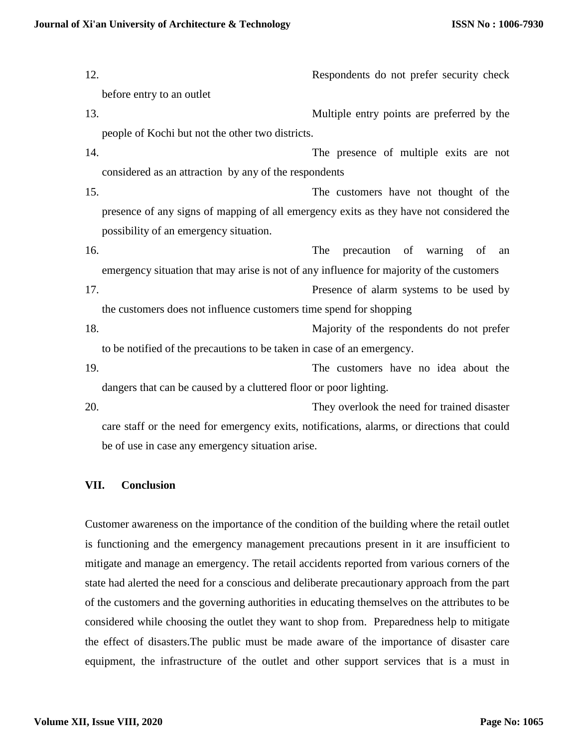12. Respondents do not prefer security check before entry to an outlet
13. Multiple entry points are preferred by the people of Kochi but not the other two districts.
14. The presence of multiple exits are not considered as an attraction by any of the respondents
15. The customers have not thought of the presence of any signs of mapping of all emergency exits as they have not considered the possibility of an emergency situation.
16. The precaution of warning of an emergency situation that may arise is not of any influence for majority of the customers
17. Presence of alarm systems to be used by the customers does not influence customers time spend for shopping
18. Majority of the respondents do not prefer to be notified of the precautions to be taken in case of an emergency.
19. The customers have no idea about the dangers that can be caused by a cluttered floor or poor lighting.
20. They overlook the need for trained disaster care staff or the need for emergency exits, notifications, alarms, or directions that could be of use in case any emergency situation arise.

## VII. Conclusion

Customer awareness on the importance of the condition of the building where the retail outlet is functioning and the emergency management precautions present in it are insufficient to mitigate and manage an emergency. The retail accidents reported from various corners of the state had alerted the need for a conscious and deliberate precautionary approach from the part of the customers and the governing authorities in educating themselves on the attributes to be considered while choosing the outlet they want to shop from. Preparedness help to mitigate the effect of disasters.The public must be made aware of the importance of disaster care equipment, the infrastructure of the outlet and other support services that is a must in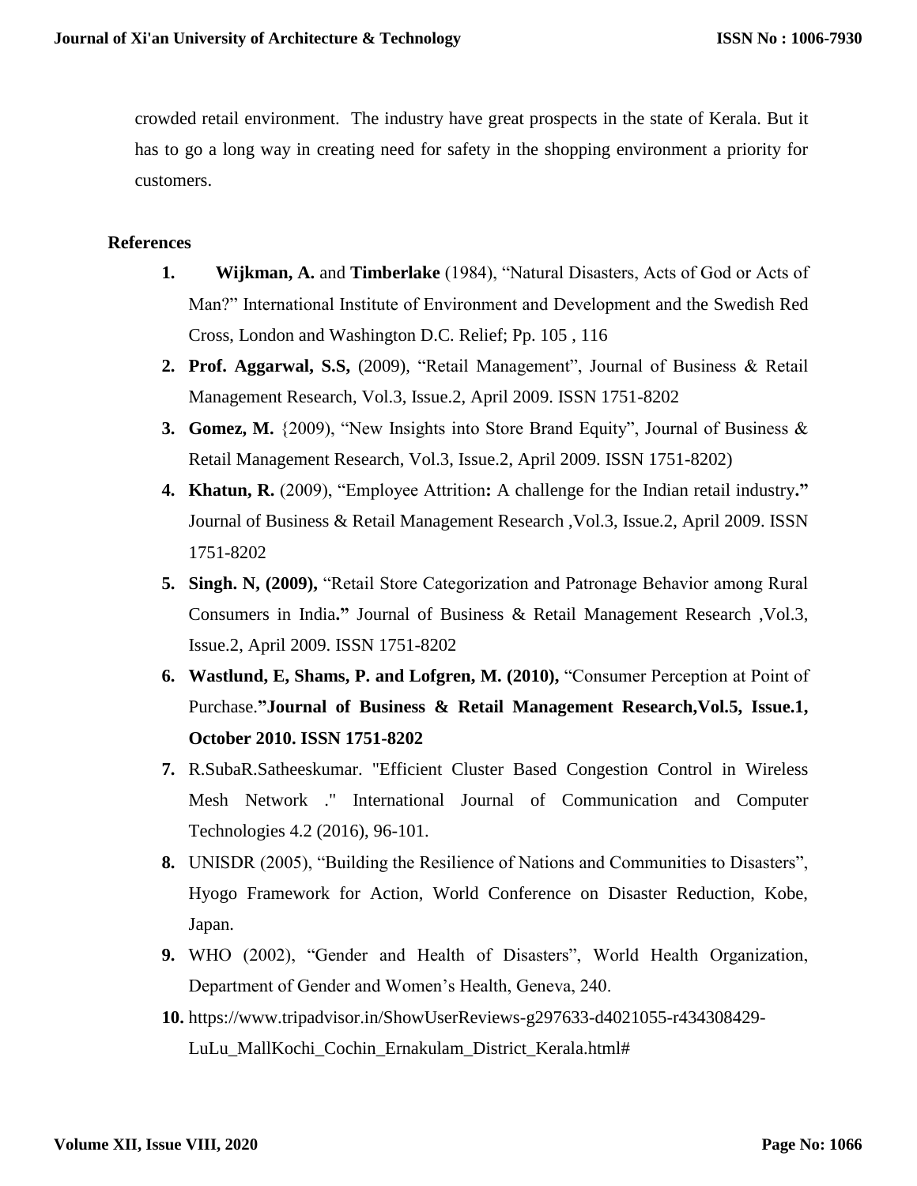crowded retail environment. The industry have great prospects in the state of Kerala. But it has to go a long way in creating need for safety in the shopping environment a priority for customers.

## References

1. **Wijkman, A.** and **Timberlake** (1984), "Natural Disasters, Acts of God or Acts of Man?" International Institute of Environment and Development and the Swedish Red Cross, London and Washington D.C. Relief; Pp. 105 , 116
2. **Prof. Aggarwal, S.S,** (2009), "Retail Management", Journal of Business & Retail Management Research, Vol.3, Issue.2, April 2009. ISSN 1751-8202
3. **Gomez, M.** {2009), "New Insights into Store Brand Equity", Journal of Business & Retail Management Research, Vol.3, Issue.2, April 2009. ISSN 1751-8202)
4. **Khatun, R.** (2009), "Employee Attrition**:** A challenge for the Indian retail industry**."** Journal of Business & Retail Management Research ,Vol.3, Issue.2, April 2009. ISSN 1751-8202
5. **Singh. N, (2009),** "Retail Store Categorization and Patronage Behavior among Rural Consumers in India**."** Journal of Business & Retail Management Research ,Vol.3, Issue.2, April 2009. ISSN 1751-8202
6. **Wastlund, E, Shams, P. and Lofgren, M. (2010),** "Consumer Perception at Point of Purchase.**"Journal of Business & Retail Management Research,Vol.5, Issue.1, October 2010. ISSN 1751-8202**
7. R.SubaR.Satheeskumar. "Efficient Cluster Based Congestion Control in Wireless Mesh Network ." International Journal of Communication and Computer Technologies 4.2 (2016), 96-101.
8. UNISDR (2005), "Building the Resilience of Nations and Communities to Disasters", Hyogo Framework for Action, World Conference on Disaster Reduction, Kobe, Japan.
9. WHO (2002), "Gender and Health of Disasters", World Health Organization, Department of Gender and Women's Health, Geneva, 240.
10. https://www.tripadvisor.in/ShowUserReviews-g297633-d4021055-r434308429-LuLu_MallKochi_Cochin_Ernakulam_District_Kerala.html#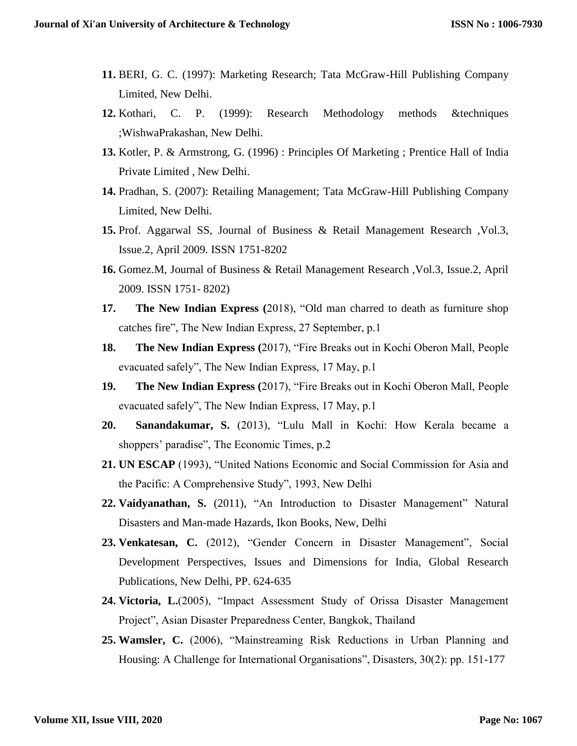11. BERI, G. C. (1997): Marketing Research; Tata McGraw-Hill Publishing Company Limited, New Delhi.
12. Kothari, C. P. (1999): Research Methodology methods &techniques ;WishwaPrakashan, New Delhi.
13. Kotler, P. & Armstrong, G. (1996) : Principles Of Marketing ; Prentice Hall of India Private Limited , New Delhi.
14. Pradhan, S. (2007): Retailing Management; Tata McGraw-Hill Publishing Company Limited, New Delhi.
15. Prof. Aggarwal SS, Journal of Business & Retail Management Research ,Vol.3, Issue.2, April 2009. ISSN 1751-8202
16. Gomez.M, Journal of Business & Retail Management Research ,Vol.3, Issue.2, April 2009. ISSN 1751- 8202)
17. **The New Indian Express (**2018), "Old man charred to death as furniture shop catches fire", The New Indian Express, 27 September, p.1
18. **The New Indian Express (**2017), "Fire Breaks out in Kochi Oberon Mall, People evacuated safely", The New Indian Express, 17 May, p.1
19. **The New Indian Express (**2017), "Fire Breaks out in Kochi Oberon Mall, People evacuated safely", The New Indian Express, 17 May, p.1
20. **Sanandakumar, S.** (2013), "Lulu Mall in Kochi: How Kerala became a shoppers' paradise", The Economic Times, p.2
21. **UN ESCAP** (1993), "United Nations Economic and Social Commission for Asia and the Pacific: A Comprehensive Study", 1993, New Delhi
22. **Vaidyanathan, S.** (2011), "An Introduction to Disaster Management" Natural Disasters and Man-made Hazards, Ikon Books, New, Delhi
23. **Venkatesan, C.** (2012), "Gender Concern in Disaster Management", Social Development Perspectives, Issues and Dimensions for India, Global Research Publications, New Delhi, PP. 624-635
24. **Victoria, L.**(2005), "Impact Assessment Study of Orissa Disaster Management Project", Asian Disaster Preparedness Center, Bangkok, Thailand
25. **Wamsler, C.** (2006), "Mainstreaming Risk Reductions in Urban Planning and Housing: A Challenge for International Organisations", Disasters, 30(2): pp. 151-177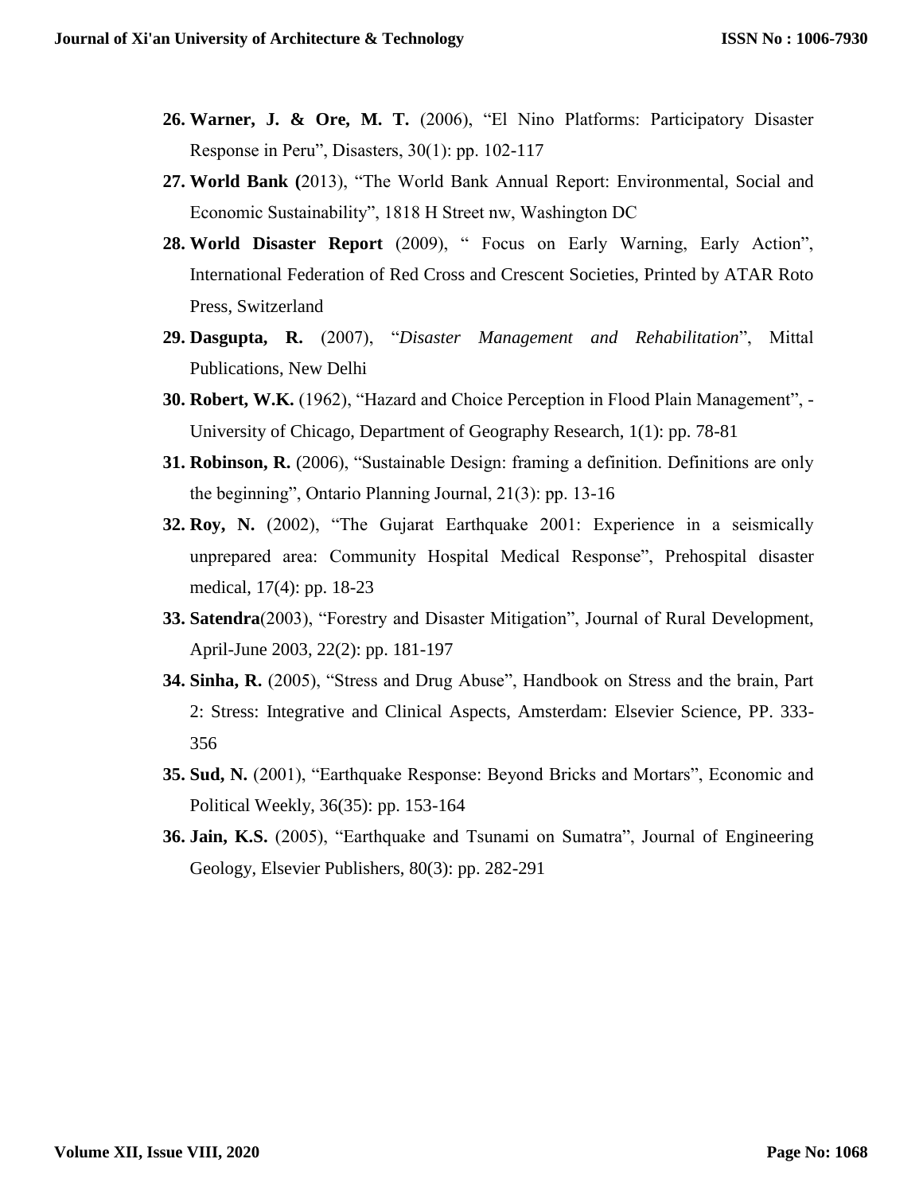26. **Warner, J. & Ore, M. T.** (2006), "El Nino Platforms: Participatory Disaster Response in Peru", Disasters, 30(1): pp. 102-117
27. **World Bank (**2013), "The World Bank Annual Report: Environmental, Social and Economic Sustainability", 1818 H Street nw, Washington DC
28. **World Disaster Report** (2009), " Focus on Early Warning, Early Action", International Federation of Red Cross and Crescent Societies, Printed by ATAR Roto Press, Switzerland
29. **Dasgupta, R.** (2007), "*Disaster Management and Rehabilitation*", Mittal Publications, New Delhi
30. **Robert, W.K.** (1962), "Hazard and Choice Perception in Flood Plain Management", -University of Chicago, Department of Geography Research, 1(1): pp. 78-81
31. **Robinson, R.** (2006), "Sustainable Design: framing a definition. Definitions are only the beginning", Ontario Planning Journal, 21(3): pp. 13-16
32. **Roy, N.** (2002), "The Gujarat Earthquake 2001: Experience in a seismically unprepared area: Community Hospital Medical Response", Prehospital disaster medical, 17(4): pp. 18-23
33. **Satendra**(2003), "Forestry and Disaster Mitigation", Journal of Rural Development, April-June 2003, 22(2): pp. 181-197
34. **Sinha, R.** (2005), "Stress and Drug Abuse", Handbook on Stress and the brain, Part 2: Stress: Integrative and Clinical Aspects, Amsterdam: Elsevier Science, PP. 333-356
35. **Sud, N.** (2001), "Earthquake Response: Beyond Bricks and Mortars", Economic and Political Weekly, 36(35): pp. 153-164
36. **Jain, K.S.** (2005), "Earthquake and Tsunami on Sumatra", Journal of Engineering Geology, Elsevier Publishers, 80(3): pp. 282-291